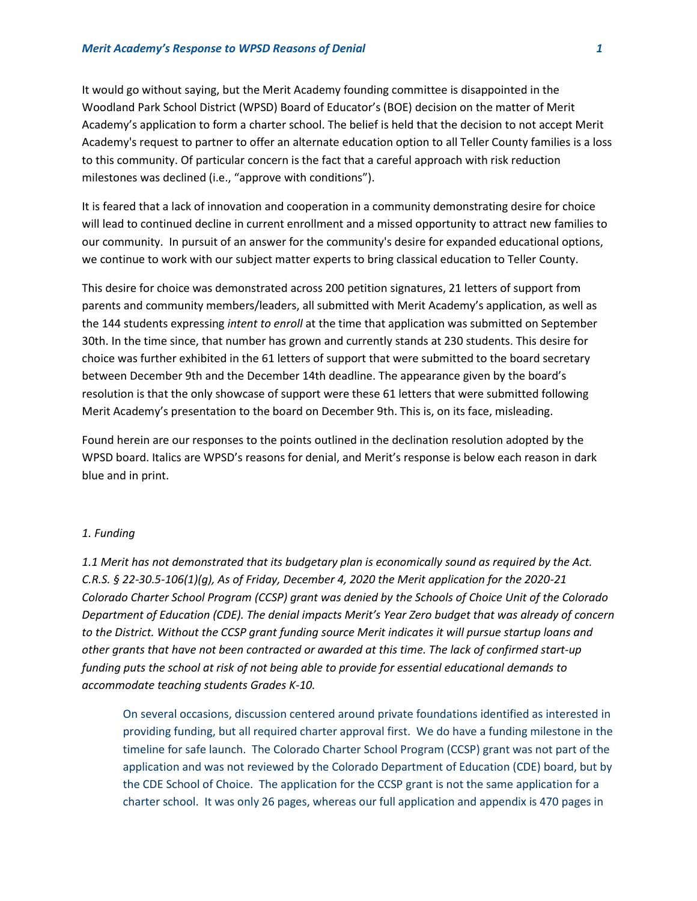It would go without saying, but the Merit Academy founding committee is disappointed in the Woodland Park School District (WPSD) Board of Educator's (BOE) decision on the matter of Merit Academy's application to form a charter school. The belief is held that the decision to not accept Merit Academy's request to partner to offer an alternate education option to all Teller County families is a loss to this community. Of particular concern is the fact that a careful approach with risk reduction milestones was declined (i.e., "approve with conditions").

It is feared that a lack of innovation and cooperation in a community demonstrating desire for choice will lead to continued decline in current enrollment and a missed opportunity to attract new families to our community. In pursuit of an answer for the community's desire for expanded educational options, we continue to work with our subject matter experts to bring classical education to Teller County.

This desire for choice was demonstrated across 200 petition signatures, 21 letters of support from parents and community members/leaders, all submitted with Merit Academy's application, as well as the 144 students expressing *intent to enroll* at the time that application was submitted on September 30th. In the time since, that number has grown and currently stands at 230 students. This desire for choice was further exhibited in the 61 letters of support that were submitted to the board secretary between December 9th and the December 14th deadline. The appearance given by the board's resolution is that the only showcase of support were these 61 letters that were submitted following Merit Academy's presentation to the board on December 9th. This is, on its face, misleading.

Found herein are our responses to the points outlined in the declination resolution adopted by the WPSD board. Italics are WPSD's reasons for denial, and Merit's response is below each reason in dark blue and in print.

*1. Funding*

*1.1 Merit has not demonstrated that its budgetary plan is economically sound as required by the Act. C.R.S. § 22-30.5-106(1)(g), As of Friday, December 4, 2020 the Merit application for the 2020-21 Colorado Charter School Program (CCSP) grant was denied by the Schools of Choice Unit of the Colorado Department of Education (CDE). The denial impacts Merit's Year Zero budget that was already of concern to the District. Without the CCSP grant funding source Merit indicates it will pursue startup loans and other grants that have not been contracted or awarded at this time. The lack of confirmed start-up funding puts the school at risk of not being able to provide for essential educational demands to accommodate teaching students Grades K-10.*

> On several occasions, discussion centered around private foundations identified as interested in providing funding, but all required charter approval first. We do have a funding milestone in the timeline for safe launch. The Colorado Charter School Program (CCSP) grant was not part of the application and was not reviewed by the Colorado Department of Education (CDE) board, but by the CDE School of Choice. The application for the CCSP grant is not the same application for a charter school. It was only 26 pages, whereas our full application and appendix is 470 pages in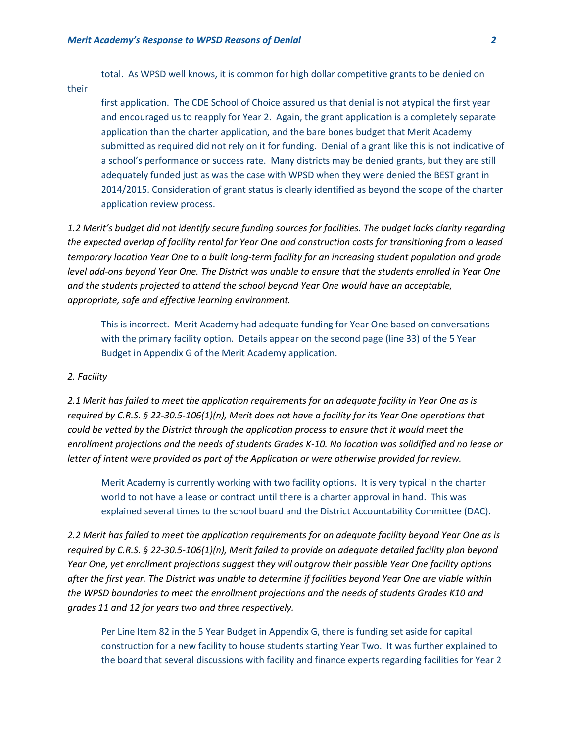total. As WPSD well knows, it is common for high dollar competitive grants to be denied on their first application. The CDE School of Choice assured us that denial is not atypical the first year and encouraged us to reapply for Year 2. Again, the grant application is a completely separate application than the charter application, and the bare bones budget that Merit Academy submitted as required did not rely on it for funding. Denial of a grant like this is not indicative of a school's performance or success rate. Many districts may be denied grants, but they are still adequately funded just as was the case with WPSD when they were denied the BEST grant in 2014/2015. Consideration of grant status is clearly identified as beyond the scope of the charter application review process.

*1.2 Merit's budget did not identify secure funding sources for facilities. The budget lacks clarity regarding the expected overlap of facility rental for Year One and construction costs for transitioning from a leased temporary location Year One to a built long-term facility for an increasing student population and grade level add-ons beyond Year One. The District was unable to ensure that the students enrolled in Year One and the students projected to attend the school beyond Year One would have an acceptable, appropriate, safe and effective learning environment.*

This is incorrect. Merit Academy had adequate funding for Year One based on conversations with the primary facility option. Details appear on the second page (line 33) of the 5 Year Budget in Appendix G of the Merit Academy application.

*2. Facility*

*2.1 Merit has failed to meet the application requirements for an adequate facility in Year One as is required by C.R.S. § 22-30.5-106(1)(n), Merit does not have a facility for its Year One operations that could be vetted by the District through the application process to ensure that it would meet the enrollment projections and the needs of students Grades K-10. No location was solidified and no lease or letter of intent were provided as part of the Application or were otherwise provided for review.*

Merit Academy is currently working with two facility options. It is very typical in the charter world to not have a lease or contract until there is a charter approval in hand. This was explained several times to the school board and the District Accountability Committee (DAC).

*2.2 Merit has failed to meet the application requirements for an adequate facility beyond Year One as is required by C.R.S. § 22-30.5-106(1)(n), Merit failed to provide an adequate detailed facility plan beyond Year One, yet enrollment projections suggest they will outgrow their possible Year One facility options after the first year. The District was unable to determine if facilities beyond Year One are viable within the WPSD boundaries to meet the enrollment projections and the needs of students Grades K10 and grades 11 and 12 for years two and three respectively.*

Per Line Item 82 in the 5 Year Budget in Appendix G, there is funding set aside for capital construction for a new facility to house students starting Year Two. It was further explained to the board that several discussions with facility and finance experts regarding facilities for Year 2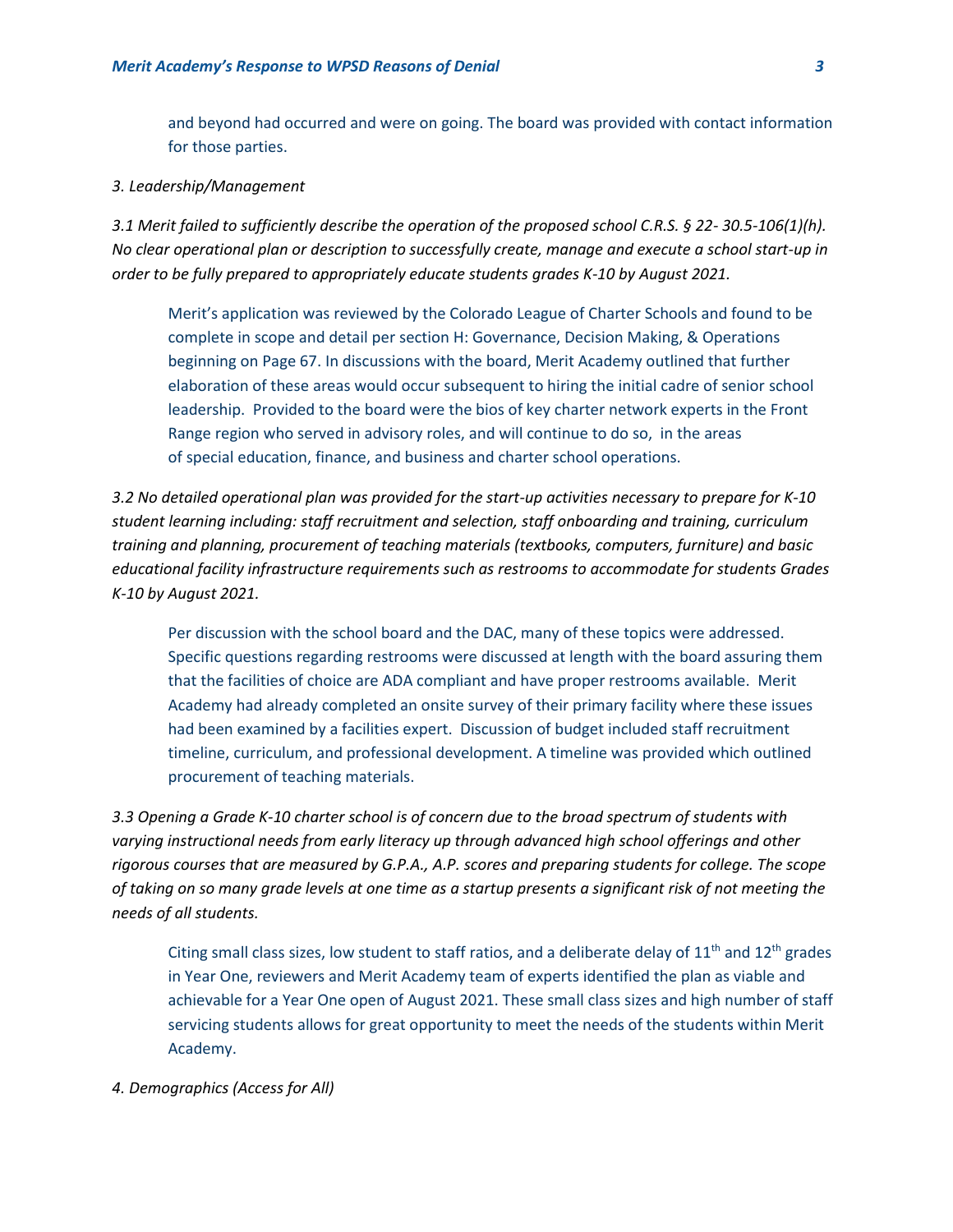and beyond had occurred and were on going. The board was provided with contact information for those parties.

*3. Leadership/Management*

*3.1 Merit failed to sufficiently describe the operation of the proposed school C.R.S. § 22- 30.5-106(1)(h). No clear operational plan or description to successfully create, manage and execute a school start-up in order to be fully prepared to appropriately educate students grades K-10 by August 2021.*

> Merit's application was reviewed by the Colorado League of Charter Schools and found to be complete in scope and detail per section H: Governance, Decision Making, & Operations beginning on Page 67. In discussions with the board, Merit Academy outlined that further elaboration of these areas would occur subsequent to hiring the initial cadre of senior school leadership. Provided to the board were the bios of key charter network experts in the Front Range region who served in advisory roles, and will continue to do so, in the areas of special education, finance, and business and charter school operations.

*3.2 No detailed operational plan was provided for the start-up activities necessary to prepare for K-10 student learning including: staff recruitment and selection, staff onboarding and training, curriculum training and planning, procurement of teaching materials (textbooks, computers, furniture) and basic educational facility infrastructure requirements such as restrooms to accommodate for students Grades K-10 by August 2021.*

> Per discussion with the school board and the DAC, many of these topics were addressed. Specific questions regarding restrooms were discussed at length with the board assuring them that the facilities of choice are ADA compliant and have proper restrooms available. Merit Academy had already completed an onsite survey of their primary facility where these issues had been examined by a facilities expert. Discussion of budget included staff recruitment timeline, curriculum, and professional development. A timeline was provided which outlined procurement of teaching materials.

*3.3 Opening a Grade K-10 charter school is of concern due to the broad spectrum of students with varying instructional needs from early literacy up through advanced high school offerings and other rigorous courses that are measured by G.P.A., A.P. scores and preparing students for college. The scope of taking on so many grade levels at one time as a startup presents a significant risk of not meeting the needs of all students.*

> Citing small class sizes, low student to staff ratios, and a deliberate delay of 11th and 12th grades in Year One, reviewers and Merit Academy team of experts identified the plan as viable and achievable for a Year One open of August 2021. These small class sizes and high number of staff servicing students allows for great opportunity to meet the needs of the students within Merit Academy.

*4. Demographics (Access for All)*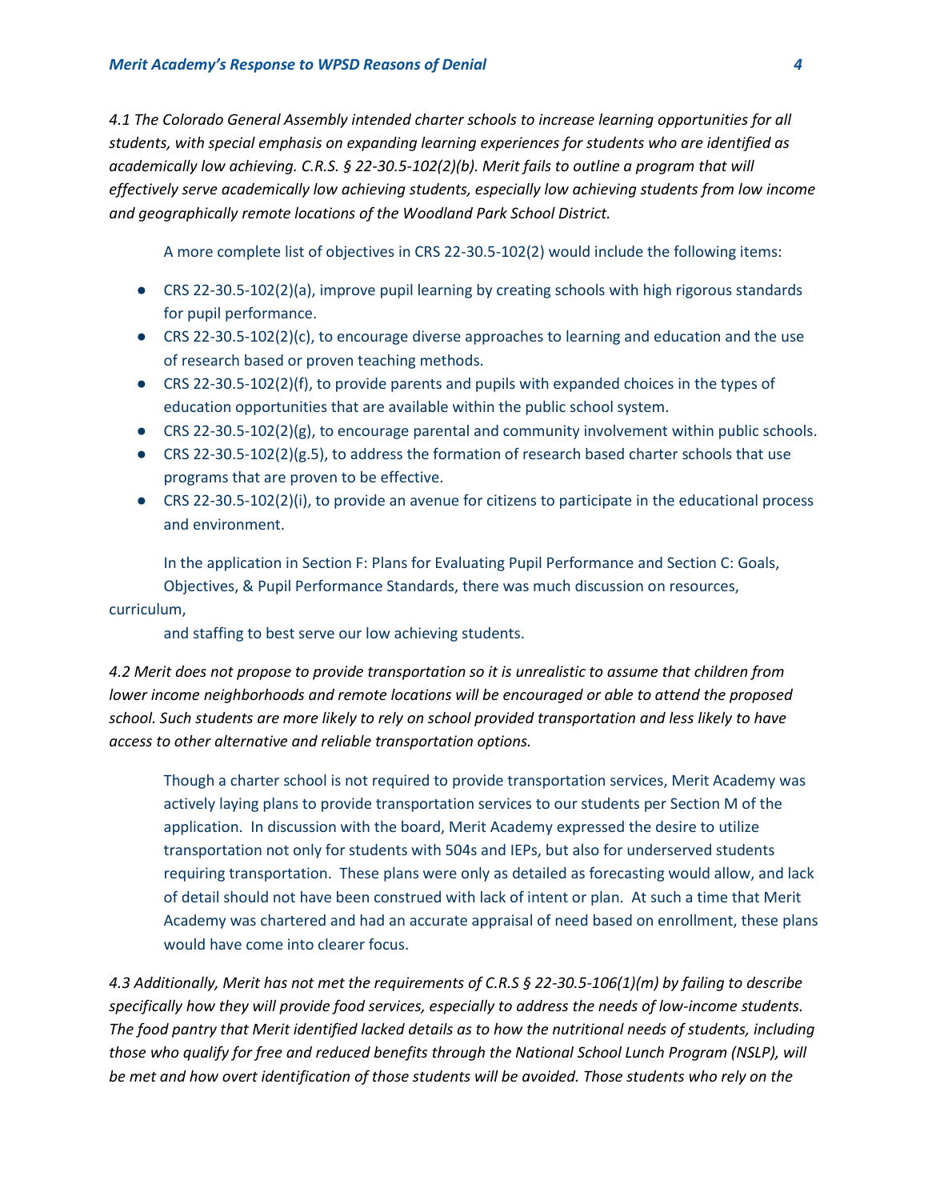*4.1 The Colorado General Assembly intended charter schools to increase learning opportunities for all students, with special emphasis on expanding learning experiences for students who are identified as academically low achieving. C.R.S. § 22-30.5-102(2)(b). Merit fails to outline a program that will effectively serve academically low achieving students, especially low achieving students from low income and geographically remote locations of the Woodland Park School District.*

A more complete list of objectives in CRS 22-30.5-102(2) would include the following items:

- CRS 22-30.5-102(2)(a), improve pupil learning by creating schools with high rigorous standards for pupil performance.
- CRS 22-30.5-102(2)(c), to encourage diverse approaches to learning and education and the use of research based or proven teaching methods.
- CRS 22-30.5-102(2)(f), to provide parents and pupils with expanded choices in the types of education opportunities that are available within the public school system.
- CRS 22-30.5-102(2)(g), to encourage parental and community involvement within public schools.
- CRS 22-30.5-102(2)(g.5), to address the formation of research based charter schools that use programs that are proven to be effective.
- CRS 22-30.5-102(2)(i), to provide an avenue for citizens to participate in the educational process and environment.

In the application in Section F: Plans for Evaluating Pupil Performance and Section C: Goals, Objectives, & Pupil Performance Standards, there was much discussion on resources, curriculum, and staffing to best serve our low achieving students.

*4.2 Merit does not propose to provide transportation so it is unrealistic to assume that children from lower income neighborhoods and remote locations will be encouraged or able to attend the proposed school. Such students are more likely to rely on school provided transportation and less likely to have access to other alternative and reliable transportation options.*

Though a charter school is not required to provide transportation services, Merit Academy was actively laying plans to provide transportation services to our students per Section M of the application. In discussion with the board, Merit Academy expressed the desire to utilize transportation not only for students with 504s and IEPs, but also for underserved students requiring transportation. These plans were only as detailed as forecasting would allow, and lack of detail should not have been construed with lack of intent or plan. At such a time that Merit Academy was chartered and had an accurate appraisal of need based on enrollment, these plans would have come into clearer focus.

*4.3 Additionally, Merit has not met the requirements of C.R.S § 22-30.5-106(1)(m) by failing to describe specifically how they will provide food services, especially to address the needs of low-income students. The food pantry that Merit identified lacked details as to how the nutritional needs of students, including those who qualify for free and reduced benefits through the National School Lunch Program (NSLP), will be met and how overt identification of those students will be avoided. Those students who rely on the*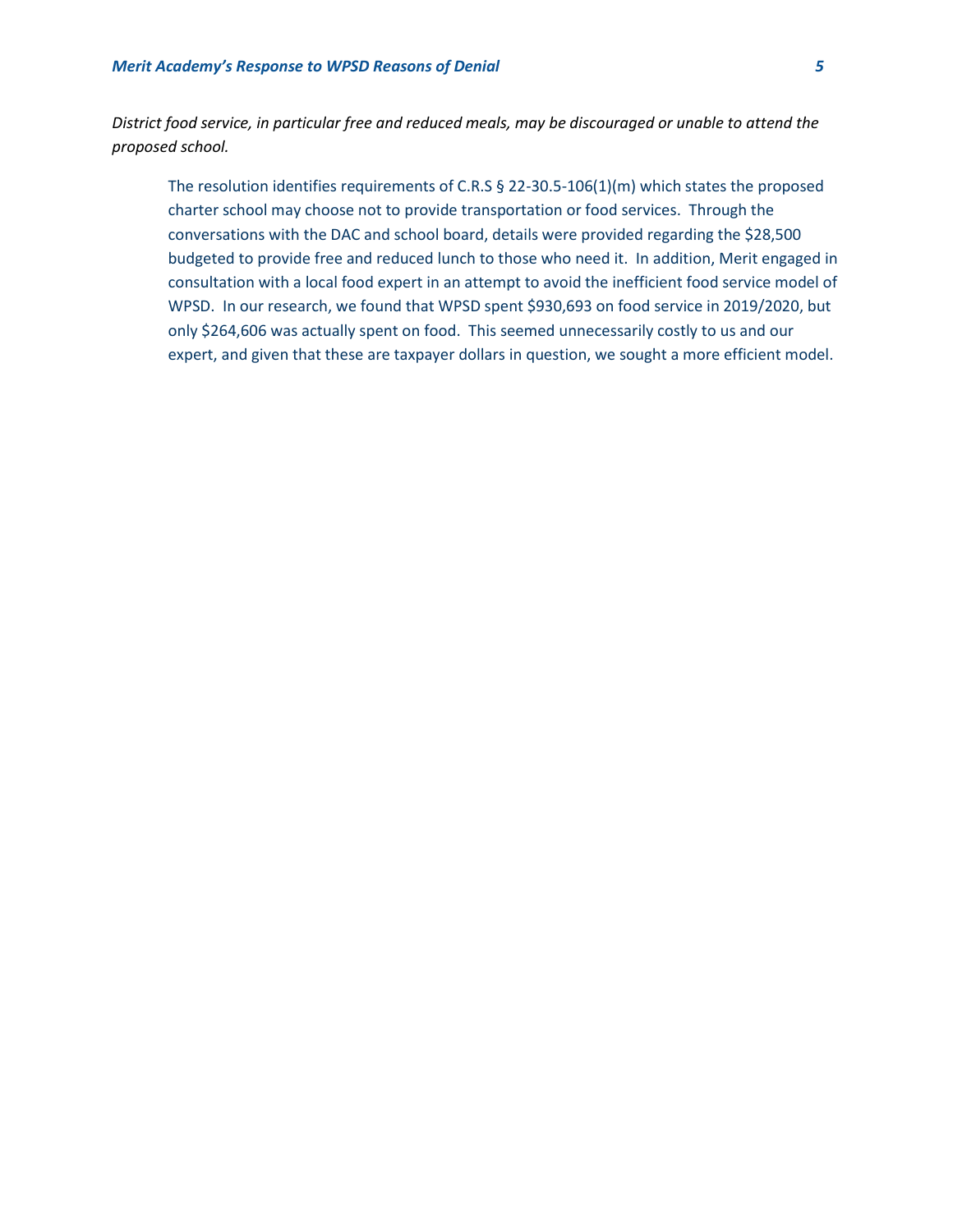*District food service, in particular free and reduced meals, may be discouraged or unable to attend the proposed school.*

> The resolution identifies requirements of C.R.S § 22-30.5-106(1)(m) which states the proposed charter school may choose not to provide transportation or food services. Through the conversations with the DAC and school board, details were provided regarding the $28,500 budgeted to provide free and reduced lunch to those who need it. In addition, Merit engaged in consultation with a local food expert in an attempt to avoid the inefficient food service model of WPSD. In our research, we found that WPSD spent $930,693 on food service in 2019/2020, but only $264,606 was actually spent on food. This seemed unnecessarily costly to us and our expert, and given that these are taxpayer dollars in question, we sought a more efficient model.